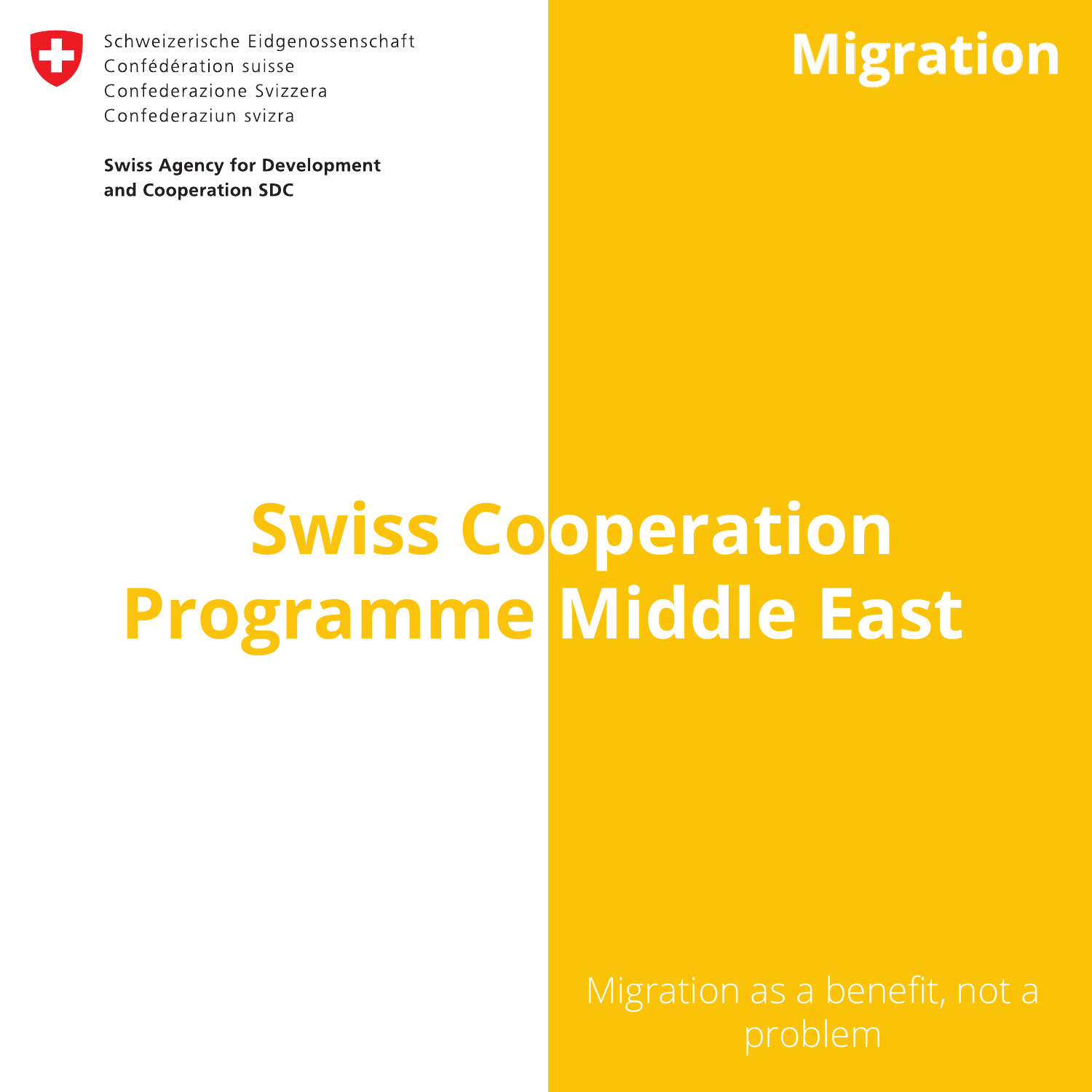Schweizerische Eidgenossenschaft
Confédération suisse
Confederazione Svizzera
Confederaziun svizra

**Swiss Agency for Development and Cooperation SDC**

**Migration**

# Swiss Cooperation Programme Middle East

Migration as a benefit, not a problem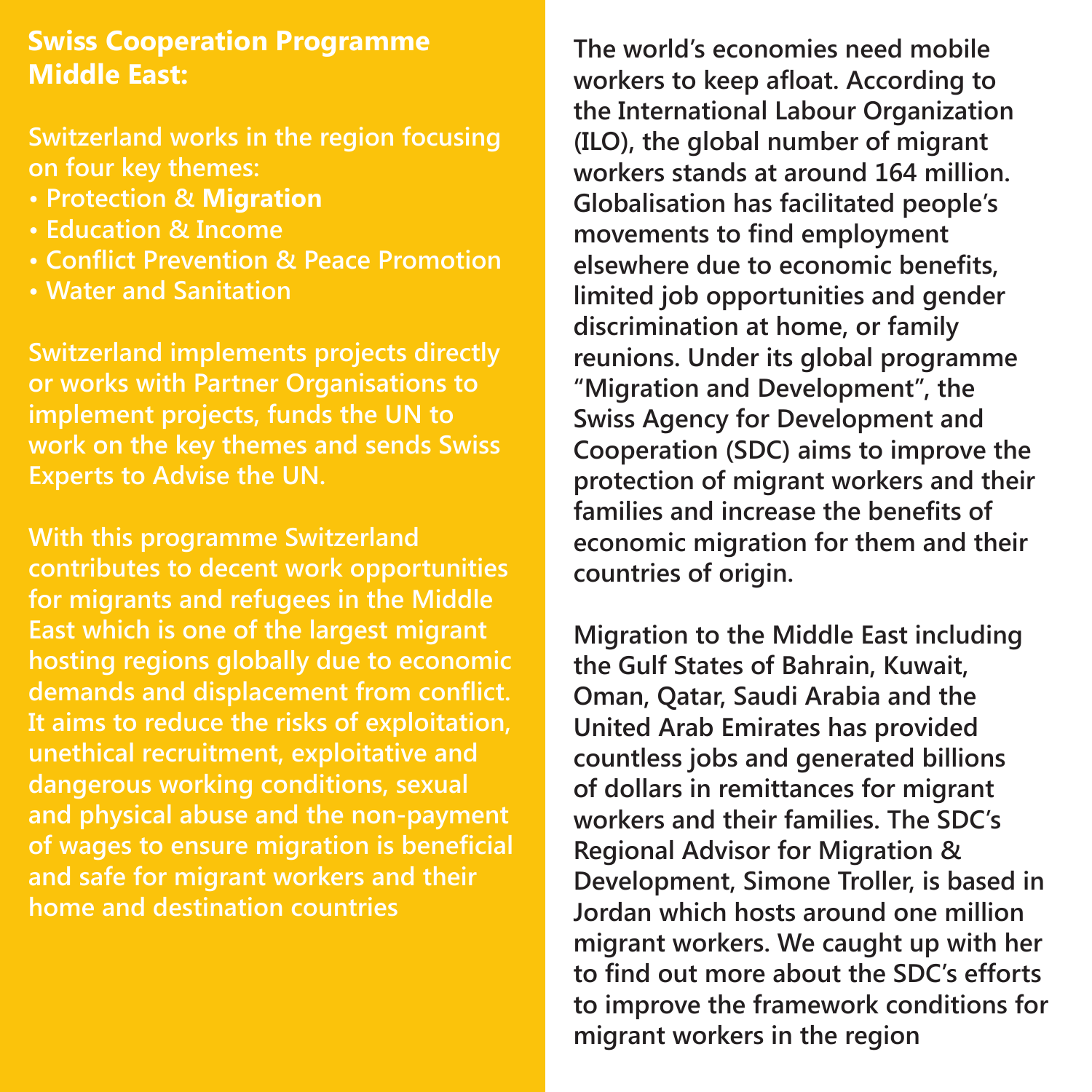## Swiss Cooperation Programme Middle East:

Switzerland works in the region focusing on four key themes:

- Protection & **Migration**
- Education & Income
- Conflict Prevention & Peace Promotion
- Water and Sanitation

Switzerland implements projects directly or works with Partner Organisations to implement projects, funds the UN to work on the key themes and sends Swiss Experts to Advise the UN.

With this programme Switzerland contributes to decent work opportunities for migrants and refugees in the Middle East which is one of the largest migrant hosting regions globally due to economic demands and displacement from conflict. It aims to reduce the risks of exploitation, unethical recruitment, exploitative and dangerous working conditions, sexual and physical abuse and the non-payment of wages to ensure migration is beneficial and safe for migrant workers and their home and destination countries

**The world's economies need mobile workers to keep afloat. According to the International Labour Organization (ILO), the global number of migrant workers stands at around 164 million. Globalisation has facilitated people's movements to find employment elsewhere due to economic benefits, limited job opportunities and gender discrimination at home, or family reunions. Under its global programme "Migration and Development", the Swiss Agency for Development and Cooperation (SDC) aims to improve the protection of migrant workers and their families and increase the benefits of economic migration for them and their countries of origin.**

**Migration to the Middle East including the Gulf States of Bahrain, Kuwait, Oman, Qatar, Saudi Arabia and the United Arab Emirates has provided countless jobs and generated billions of dollars in remittances for migrant workers and their families. The SDC's Regional Advisor for Migration & Development, Simone Troller, is based in Jordan which hosts around one million migrant workers. We caught up with her to find out more about the SDC's efforts to improve the framework conditions for migrant workers in the region**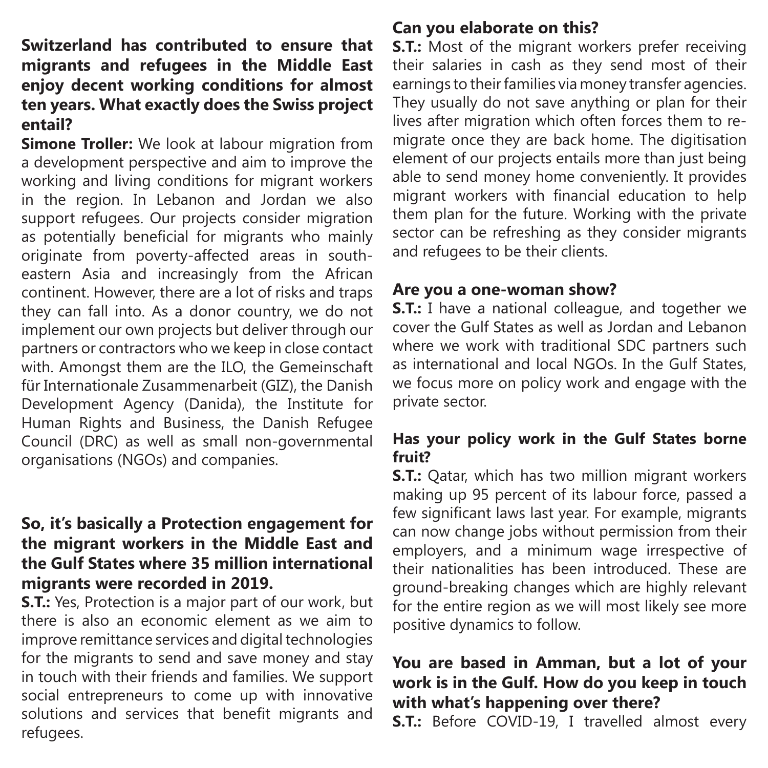**Switzerland has contributed to ensure that migrants and refugees in the Middle East enjoy decent working conditions for almost ten years. What exactly does the Swiss project entail?**

**Simone Troller:** We look at labour migration from a development perspective and aim to improve the working and living conditions for migrant workers in the region. In Lebanon and Jordan we also support refugees. Our projects consider migration as potentially beneficial for migrants who mainly originate from poverty-affected areas in south-eastern Asia and increasingly from the African continent. However, there are a lot of risks and traps they can fall into. As a donor country, we do not implement our own projects but deliver through our partners or contractors who we keep in close contact with. Amongst them are the ILO, the Gemeinschaft für Internationale Zusammenarbeit (GIZ), the Danish Development Agency (Danida), the Institute for Human Rights and Business, the Danish Refugee Council (DRC) as well as small non-governmental organisations (NGOs) and companies.

**So, it's basically a Protection engagement for the migrant workers in the Middle East and the Gulf States where 35 million international migrants were recorded in 2019.**

**S.T.:** Yes, Protection is a major part of our work, but there is also an economic element as we aim to improve remittance services and digital technologies for the migrants to send and save money and stay in touch with their friends and families. We support social entrepreneurs to come up with innovative solutions and services that benefit migrants and refugees.

**Can you elaborate on this?**

**S.T.:** Most of the migrant workers prefer receiving their salaries in cash as they send most of their earnings to their families via money transfer agencies. They usually do not save anything or plan for their lives after migration which often forces them to re-migrate once they are back home. The digitisation element of our projects entails more than just being able to send money home conveniently. It provides migrant workers with financial education to help them plan for the future. Working with the private sector can be refreshing as they consider migrants and refugees to be their clients.

**Are you a one-woman show?**

**S.T.:** I have a national colleague, and together we cover the Gulf States as well as Jordan and Lebanon where we work with traditional SDC partners such as international and local NGOs. In the Gulf States, we focus more on policy work and engage with the private sector.

**Has your policy work in the Gulf States borne fruit?**

**S.T.:** Qatar, which has two million migrant workers making up 95 percent of its labour force, passed a few significant laws last year. For example, migrants can now change jobs without permission from their employers, and a minimum wage irrespective of their nationalities has been introduced. These are ground-breaking changes which are highly relevant for the entire region as we will most likely see more positive dynamics to follow.

**You are based in Amman, but a lot of your work is in the Gulf. How do you keep in touch with what's happening over there?**

**S.T.:** Before COVID-19, I travelled almost every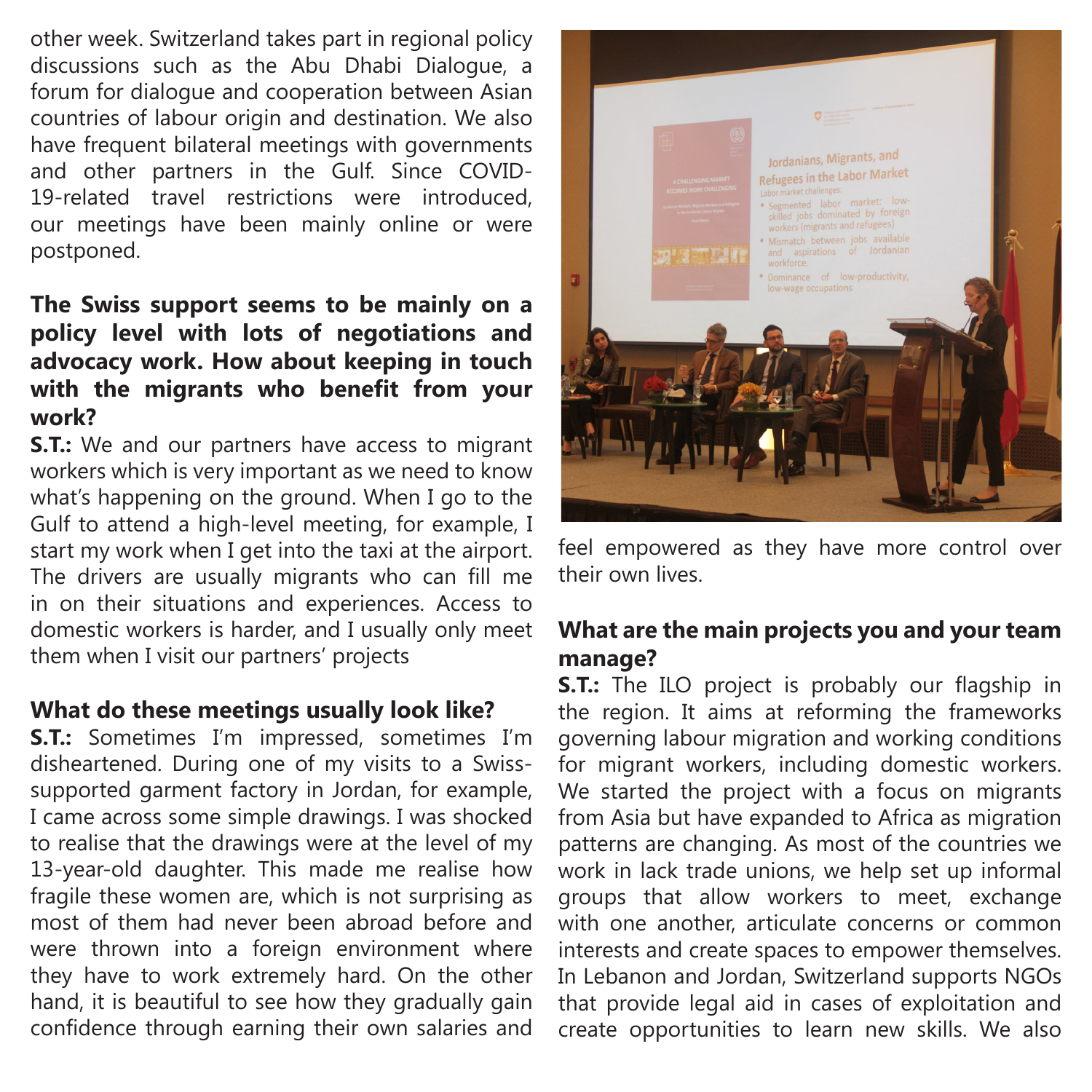other week. Switzerland takes part in regional policy discussions such as the Abu Dhabi Dialogue, a forum for dialogue and cooperation between Asian countries of labour origin and destination. We also have frequent bilateral meetings with governments and other partners in the Gulf. Since COVID-19-related travel restrictions were introduced, our meetings have been mainly online or were postponed.

**The Swiss support seems to be mainly on a policy level with lots of negotiations and advocacy work. How about keeping in touch with the migrants who benefit from your work?**

**S.T.:** We and our partners have access to migrant workers which is very important as we need to know what's happening on the ground. When I go to the Gulf to attend a high-level meeting, for example, I start my work when I get into the taxi at the airport. The drivers are usually migrants who can fill me in on their situations and experiences. Access to domestic workers is harder, and I usually only meet them when I visit our partners' projects

**What do these meetings usually look like?**

**S.T.:** Sometimes I'm impressed, sometimes I'm disheartened. During one of my visits to a Swiss-supported garment factory in Jordan, for example, I came across some simple drawings. I was shocked to realise that the drawings were at the level of my 13-year-old daughter. This made me realise how fragile these women are, which is not surprising as most of them had never been abroad before and were thrown into a foreign environment where they have to work extremely hard. On the other hand, it is beautiful to see how they gradually gain confidence through earning their own salaries and feel empowered as they have more control over their own lives.

**What are the main projects you and your team manage?**

**S.T.:** The ILO project is probably our flagship in the region. It aims at reforming the frameworks governing labour migration and working conditions for migrant workers, including domestic workers. We started the project with a focus on migrants from Asia but have expanded to Africa as migration patterns are changing. As most of the countries we work in lack trade unions, we help set up informal groups that allow workers to meet, exchange with one another, articulate concerns or common interests and create spaces to empower themselves. In Lebanon and Jordan, Switzerland supports NGOs that provide legal aid in cases of exploitation and create opportunities to learn new skills. We also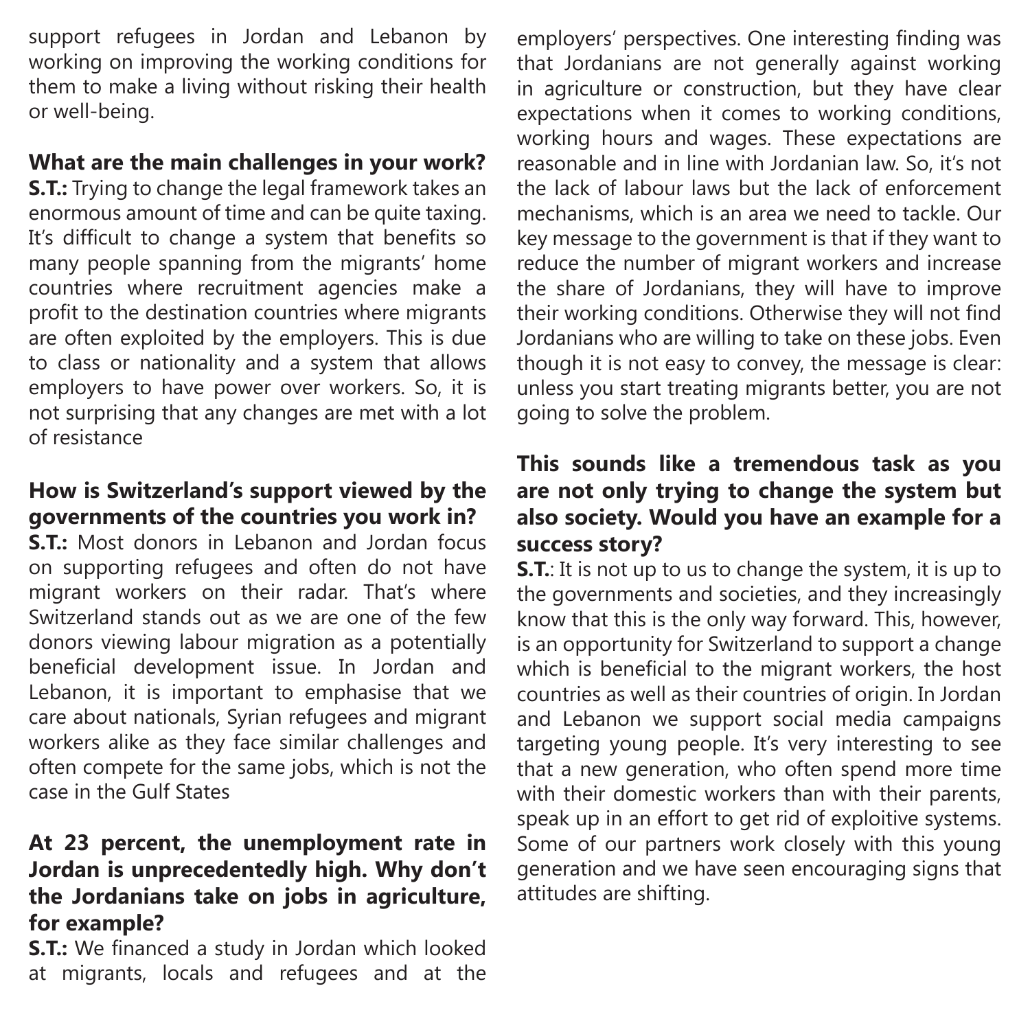support refugees in Jordan and Lebanon by working on improving the working conditions for them to make a living without risking their health or well-being.

**What are the main challenges in your work?**

**S.T.:** Trying to change the legal framework takes an enormous amount of time and can be quite taxing. It's difficult to change a system that benefits so many people spanning from the migrants' home countries where recruitment agencies make a profit to the destination countries where migrants are often exploited by the employers. This is due to class or nationality and a system that allows employers to have power over workers. So, it is not surprising that any changes are met with a lot of resistance

**How is Switzerland's support viewed by the governments of the countries you work in?**

**S.T.:** Most donors in Lebanon and Jordan focus on supporting refugees and often do not have migrant workers on their radar. That's where Switzerland stands out as we are one of the few donors viewing labour migration as a potentially beneficial development issue. In Jordan and Lebanon, it is important to emphasise that we care about nationals, Syrian refugees and migrant workers alike as they face similar challenges and often compete for the same jobs, which is not the case in the Gulf States

**At 23 percent, the unemployment rate in Jordan is unprecedentedly high. Why don't the Jordanians take on jobs in agriculture, for example?**

**S.T.:** We financed a study in Jordan which looked at migrants, locals and refugees and at the employers' perspectives. One interesting finding was that Jordanians are not generally against working in agriculture or construction, but they have clear expectations when it comes to working conditions, working hours and wages. These expectations are reasonable and in line with Jordanian law. So, it's not the lack of labour laws but the lack of enforcement mechanisms, which is an area we need to tackle. Our key message to the government is that if they want to reduce the number of migrant workers and increase the share of Jordanians, they will have to improve their working conditions. Otherwise they will not find Jordanians who are willing to take on these jobs. Even though it is not easy to convey, the message is clear: unless you start treating migrants better, you are not going to solve the problem.

**This sounds like a tremendous task as you are not only trying to change the system but also society. Would you have an example for a success story?**

**S.T.**: It is not up to us to change the system, it is up to the governments and societies, and they increasingly know that this is the only way forward. This, however, is an opportunity for Switzerland to support a change which is beneficial to the migrant workers, the host countries as well as their countries of origin. In Jordan and Lebanon we support social media campaigns targeting young people. It's very interesting to see that a new generation, who often spend more time with their domestic workers than with their parents, speak up in an effort to get rid of exploitive systems. Some of our partners work closely with this young generation and we have seen encouraging signs that attitudes are shifting.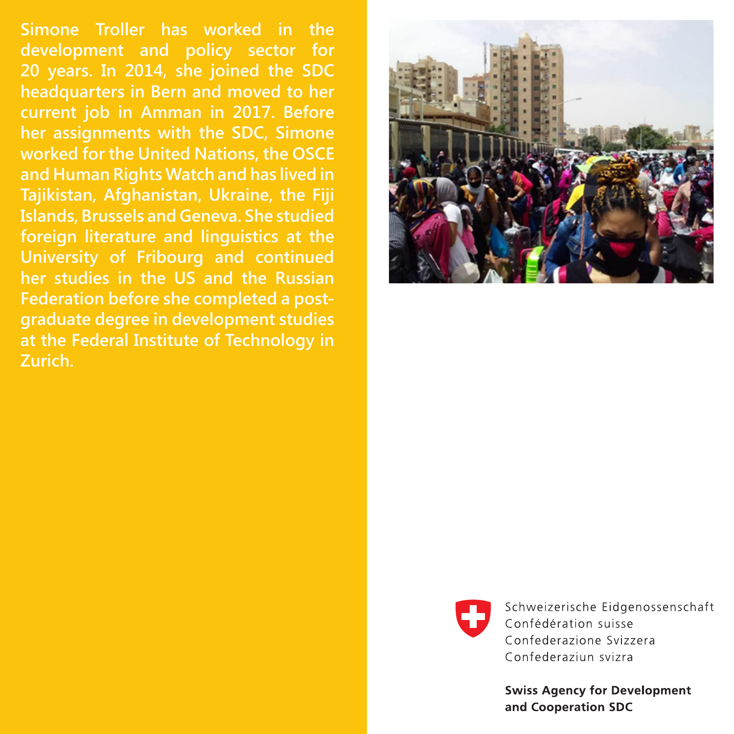Simone Troller has worked in the development and policy sector for 20 years. In 2014, she joined the SDC headquarters in Bern and moved to her current job in Amman in 2017. Before her assignments with the SDC, Simone worked for the United Nations, the OSCE and Human Rights Watch and has lived in Tajikistan, Afghanistan, Ukraine, the Fiji Islands, Brussels and Geneva. She studied foreign literature and linguistics at the University of Fribourg and continued her studies in the US and the Russian Federation before she completed a post-graduate degree in development studies at the Federal Institute of Technology in Zurich.

Schweizerische Eidgenossenschaft
Confédération suisse
Confederazione Svizzera
Confederaziun svizra

**Swiss Agency for Development and Cooperation SDC**